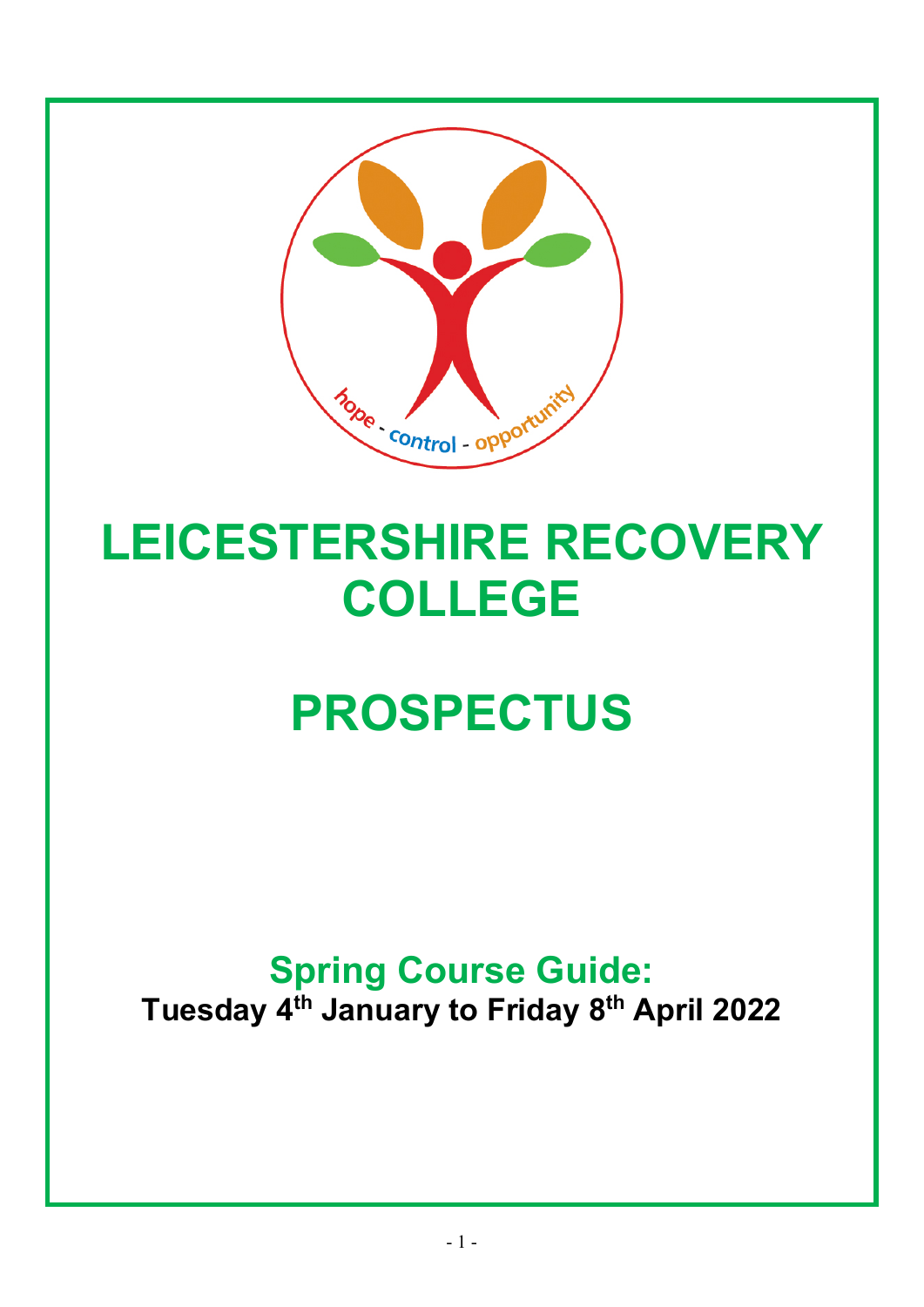hope - control - opportunity

# LEICESTERSHIRE RECOVERY COLLEGE

# PROSPECTUS

## Spring Course Guide:

**Tuesday 4th January to Friday 8th April 2022**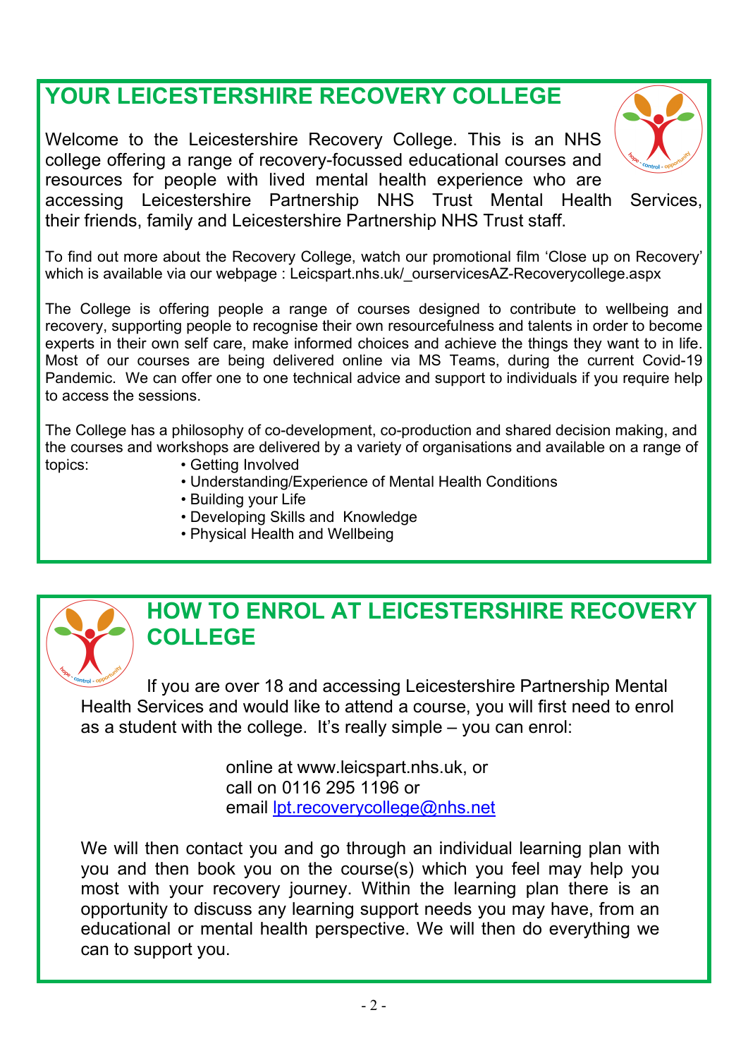## YOUR LEICESTERSHIRE RECOVERY COLLEGE

Welcome to the Leicestershire Recovery College. This is an NHS college offering a range of recovery-focussed educational courses and resources for people with lived mental health experience who are accessing Leicestershire Partnership NHS Trust Mental Health Services, their friends, family and Leicestershire Partnership NHS Trust staff.

To find out more about the Recovery College, watch our promotional film 'Close up on Recovery' which is available via our webpage : Leicspart.nhs.uk/_ourservicesAZ-Recoverycollege.aspx

The College is offering people a range of courses designed to contribute to wellbeing and recovery, supporting people to recognise their own resourcefulness and talents in order to become experts in their own self care, make informed choices and achieve the things they want to in life. Most of our courses are being delivered online via MS Teams, during the current Covid-19 Pandemic. We can offer one to one technical advice and support to individuals if you require help to access the sessions.

The College has a philosophy of co-development, co-production and shared decision making, and the courses and workshops are delivered by a variety of organisations and available on a range of topics:

- Getting Involved
- Understanding/Experience of Mental Health Conditions
- Building your Life
- Developing Skills and Knowledge
- Physical Health and Wellbeing

## HOW TO ENROL AT LEICESTERSHIRE RECOVERY COLLEGE

If you are over 18 and accessing Leicestershire Partnership Mental Health Services and would like to attend a course, you will first need to enrol as a student with the college. It's really simple – you can enrol:

online at www.leicspart.nhs.uk, or
call on 0116 295 1196 or
email lpt.recoverycollege@nhs.net

We will then contact you and go through an individual learning plan with you and then book you on the course(s) which you feel may help you most with your recovery journey. Within the learning plan there is an opportunity to discuss any learning support needs you may have, from an educational or mental health perspective. We will then do everything we can to support you.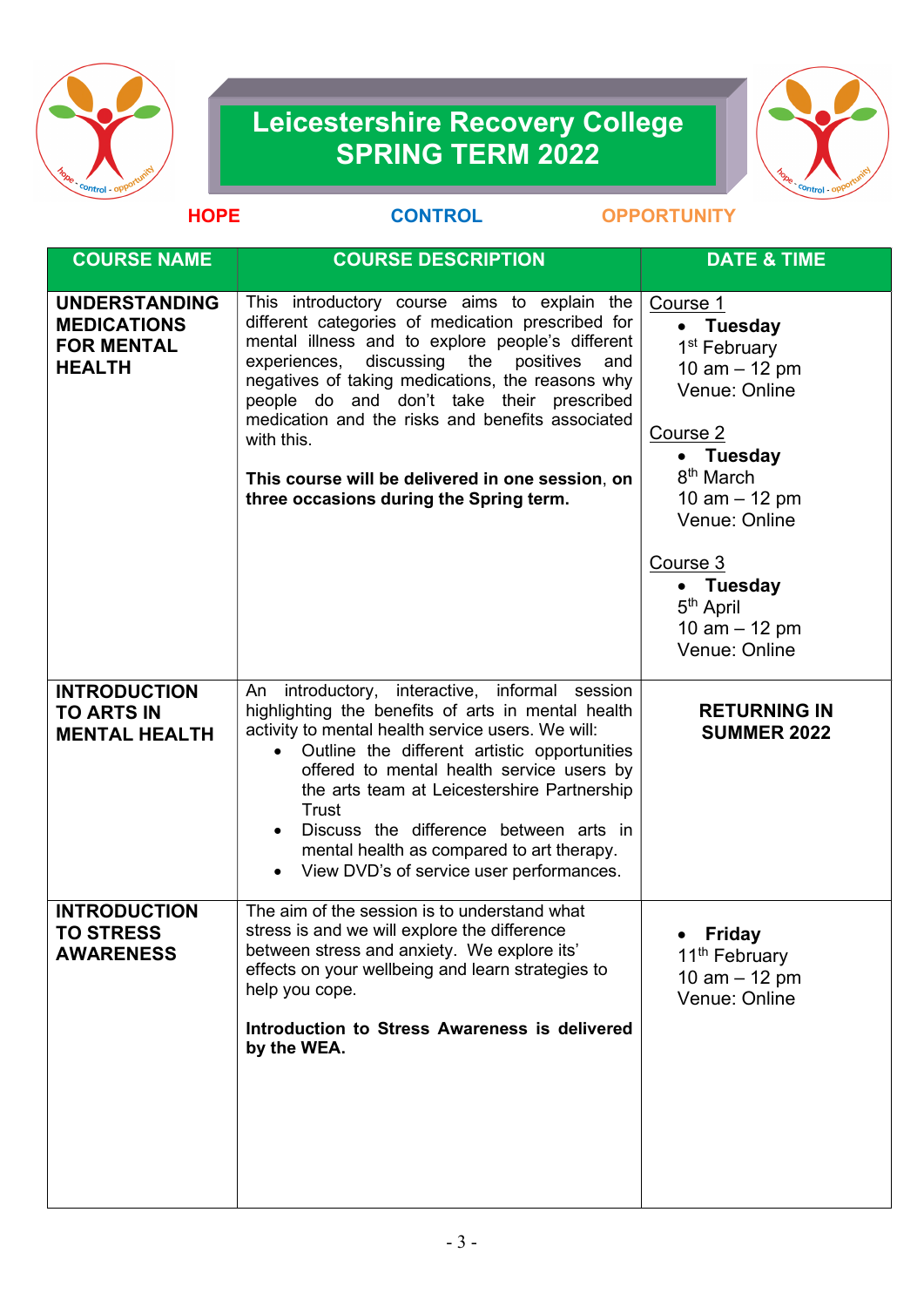# Leicestershire Recovery College SPRING TERM 2022

**HOPE** **CONTROL** **OPPORTUNITY**

| COURSE NAME | COURSE DESCRIPTION | DATE & TIME |
|---|---|---|
| **UNDERSTANDING MEDICATIONS FOR MENTAL HEALTH** | This introductory course aims to explain the different categories of medication prescribed for mental illness and to explore people's different experiences, discussing the positives and negatives of taking medications, the reasons why people do and don't take their prescribed medication and the risks and benefits associated with this.<br><br>**This course will be delivered in one session, on three occasions during the Spring term.** | Course 1<br>• **Tuesday**<br>1st February<br>10 am – 12 pm<br>Venue: Online<br><br>Course 2<br>• **Tuesday**<br>8th March<br>10 am – 12 pm<br>Venue: Online<br><br>Course 3<br>• **Tuesday**<br>5th April<br>10 am – 12 pm<br>Venue: Online |
| **INTRODUCTION TO ARTS IN MENTAL HEALTH** | An introductory, interactive, informal session highlighting the benefits of arts in mental health activity to mental health service users. We will:<br>• Outline the different artistic opportunities offered to mental health service users by the arts team at Leicestershire Partnership Trust<br>• Discuss the difference between arts in mental health as compared to art therapy.<br>• View DVD's of service user performances. | **RETURNING IN SUMMER 2022** |
| **INTRODUCTION TO STRESS AWARENESS** | The aim of the session is to understand what stress is and we will explore the difference between stress and anxiety. We explore its' effects on your wellbeing and learn strategies to help you cope.<br><br>**Introduction to Stress Awareness is delivered by the WEA.** | • **Friday**<br>11th February<br>10 am – 12 pm<br>Venue: Online |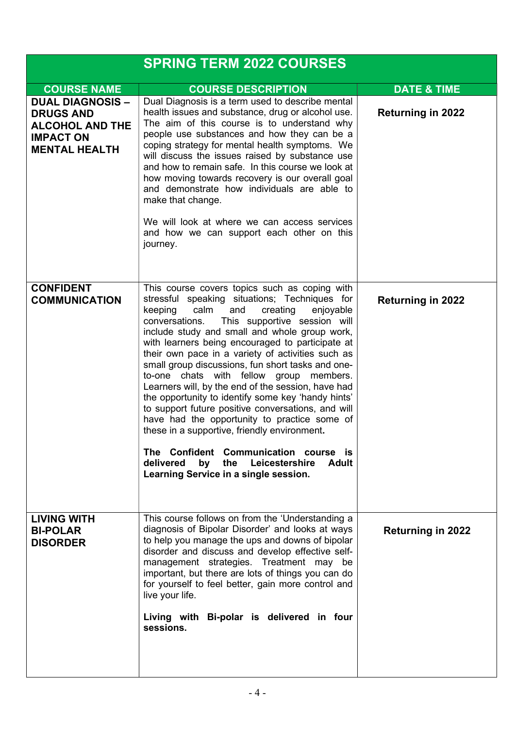| SPRING TERM 2022 COURSES | | |
|---|---|---|
| **COURSE NAME** | **COURSE DESCRIPTION** | **DATE & TIME** |
| **DUAL DIAGNOSIS – DRUGS AND ALCOHOL AND THE IMPACT ON MENTAL HEALTH** | Dual Diagnosis is a term used to describe mental health issues and substance, drug or alcohol use. The aim of this course is to understand why people use substances and how they can be a coping strategy for mental health symptoms. We will discuss the issues raised by substance use and how to remain safe. In this course we look at how moving towards recovery is our overall goal and demonstrate how individuals are able to make that change.<br><br>We will look at where we can access services and how we can support each other on this journey. | **Returning in 2022** |
| **CONFIDENT COMMUNICATION** | This course covers topics such as coping with stressful speaking situations; Techniques for keeping calm and creating enjoyable conversations. This supportive session will include study and small and whole group work, with learners being encouraged to participate at their own pace in a variety of activities such as small group discussions, fun short tasks and one-to-one chats with fellow group members. Learners will, by the end of the session, have had the opportunity to identify some key 'handy hints' to support future positive conversations, and will have had the opportunity to practice some of these in a supportive, friendly environment.<br><br>**The Confident Communication course is delivered by the Leicestershire Adult Learning Service in a single session.** | **Returning in 2022** |
| **LIVING WITH BI-POLAR DISORDER** | This course follows on from the 'Understanding a diagnosis of Bipolar Disorder' and looks at ways to help you manage the ups and downs of bipolar disorder and discuss and develop effective self-management strategies. Treatment may be important, but there are lots of things you can do for yourself to feel better, gain more control and live your life.<br><br>**Living with Bi-polar is delivered in four sessions.** | **Returning in 2022** |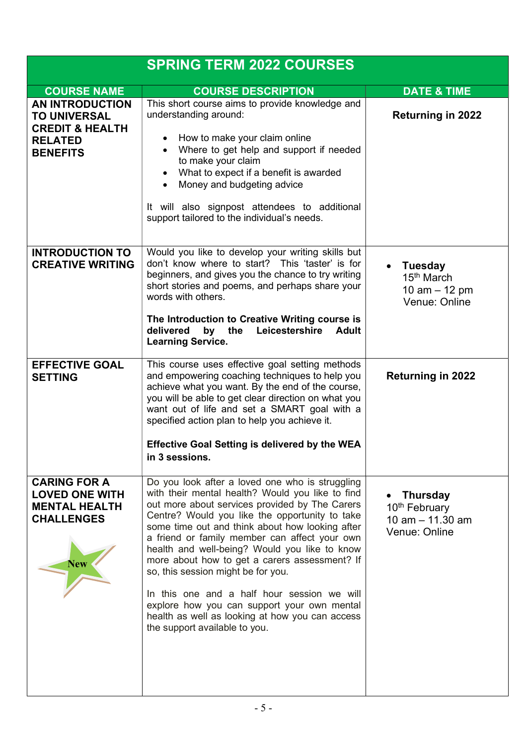## SPRING TERM 2022 COURSES

| COURSE NAME | COURSE DESCRIPTION | DATE & TIME |
|---|---|---|
| **AN INTRODUCTION TO UNIVERSAL CREDIT & HEALTH RELATED BENEFITS** | This short course aims to provide knowledge and understanding around:<br>• How to make your claim online<br>• Where to get help and support if needed to make your claim<br>• What to expect if a benefit is awarded<br>• Money and budgeting advice<br><br>It will also signpost attendees to additional support tailored to the individual's needs. | **Returning in 2022** |
| **INTRODUCTION TO CREATIVE WRITING** | Would you like to develop your writing skills but don't know where to start? This 'taster' is for beginners, and gives you the chance to try writing short stories and poems, and perhaps share your words with others.<br><br>**The Introduction to Creative Writing course is delivered by the Leicestershire Adult Learning Service.** | • **Tuesday**<br>15th March<br>10 am – 12 pm<br>Venue: Online |
| **EFFECTIVE GOAL SETTING** | This course uses effective goal setting methods and empowering coaching techniques to help you achieve what you want. By the end of the course, you will be able to get clear direction on what you want out of life and set a SMART goal with a specified action plan to help you achieve it.<br><br>**Effective Goal Setting is delivered by the WEA in 3 sessions.** | **Returning in 2022** |
| **CARING FOR A LOVED ONE WITH MENTAL HEALTH CHALLENGES**<br><br>New | Do you look after a loved one who is struggling with their mental health? Would you like to find out more about services provided by The Carers Centre? Would you like the opportunity to take some time out and think about how looking after a friend or family member can affect your own health and well-being? Would you like to know more about how to get a carers assessment? If so, this session might be for you.<br><br>In this one and a half hour session we will explore how you can support your own mental health as well as looking at how you can access the support available to you. | • **Thursday**<br>10th February<br>10 am – 11.30 am<br>Venue: Online |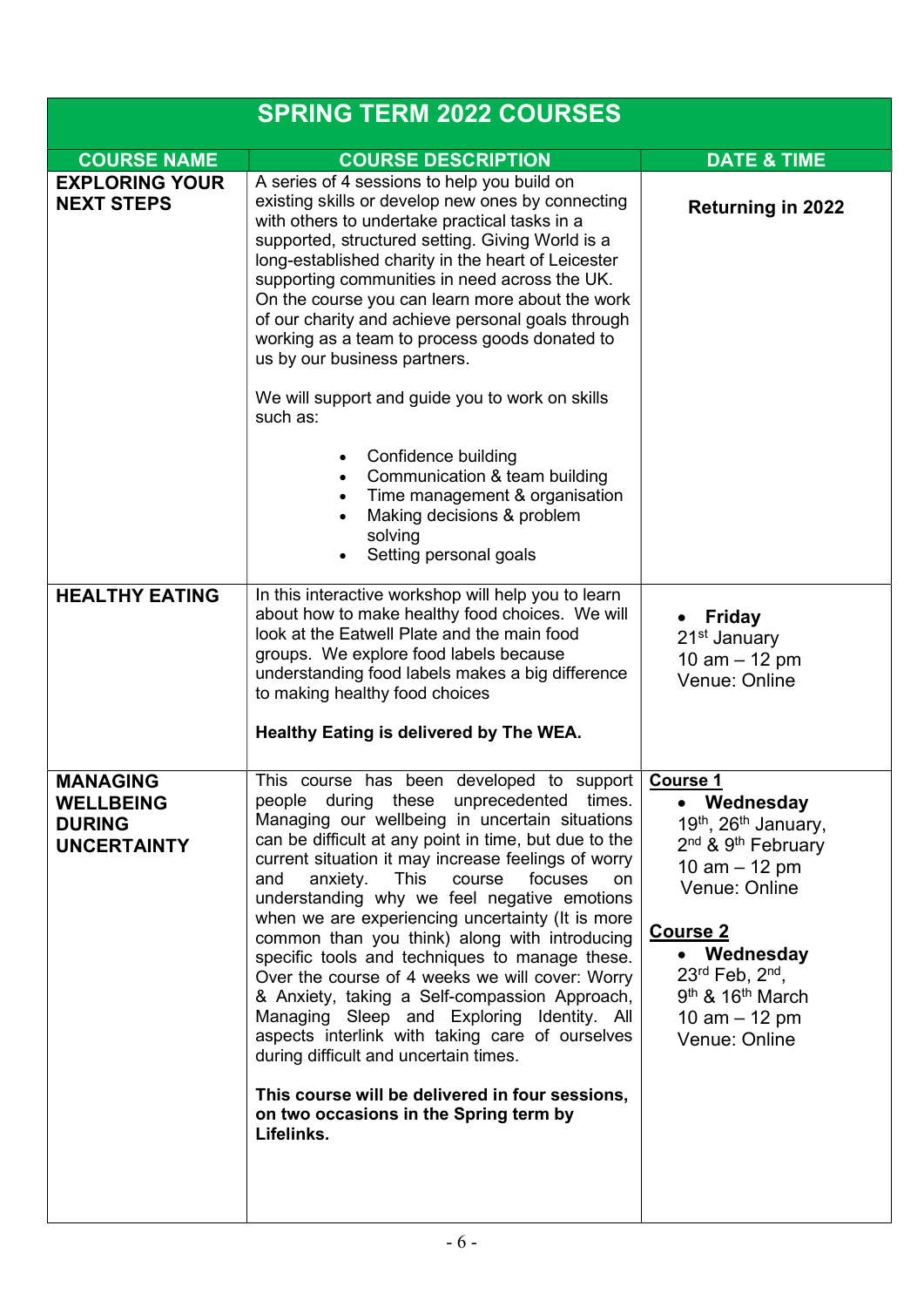| SPRING TERM 2022 COURSES | | |
|---|---|---|
| **COURSE NAME** | **COURSE DESCRIPTION** | **DATE & TIME** |
| **EXPLORING YOUR NEXT STEPS** | A series of 4 sessions to help you build on existing skills or develop new ones by connecting with others to undertake practical tasks in a supported, structured setting. Giving World is a long-established charity in the heart of Leicester supporting communities in need across the UK. On the course you can learn more about the work of our charity and achieve personal goals through working as a team to process goods donated to us by our business partners.<br><br>We will support and guide you to work on skills such as:<br><br>• Confidence building<br>• Communication & team building<br>• Time management & organisation<br>• Making decisions & problem solving<br>• Setting personal goals | **Returning in 2022** |
| **HEALTHY EATING** | In this interactive workshop will help you to learn about how to make healthy food choices. We will look at the Eatwell Plate and the main food groups. We explore food labels because understanding food labels makes a big difference to making healthy food choices<br><br>**Healthy Eating is delivered by The WEA.** | • **Friday**<br>21st January<br>10 am – 12 pm<br>Venue: Online |
| **MANAGING WELLBEING DURING UNCERTAINTY** | This course has been developed to support people during these unprecedented times. Managing our wellbeing in uncertain situations can be difficult at any point in time, but due to the current situation it may increase feelings of worry and anxiety. This course focuses on understanding why we feel negative emotions when we are experiencing uncertainty (It is more common than you think) along with introducing specific tools and techniques to manage these. Over the course of 4 weeks we will cover: Worry & Anxiety, taking a Self-compassion Approach, Managing Sleep and Exploring Identity. All aspects interlink with taking care of ourselves during difficult and uncertain times.<br><br>**This course will be delivered in four sessions, on two occasions in the Spring term by Lifelinks.** | **Course 1**<br>• **Wednesday**<br>19th, 26th January,<br>2nd & 9th February<br>10 am – 12 pm<br>Venue: Online<br><br>**Course 2**<br>• **Wednesday**<br>23rd Feb, 2nd,<br>9th & 16th March<br>10 am – 12 pm<br>Venue: Online |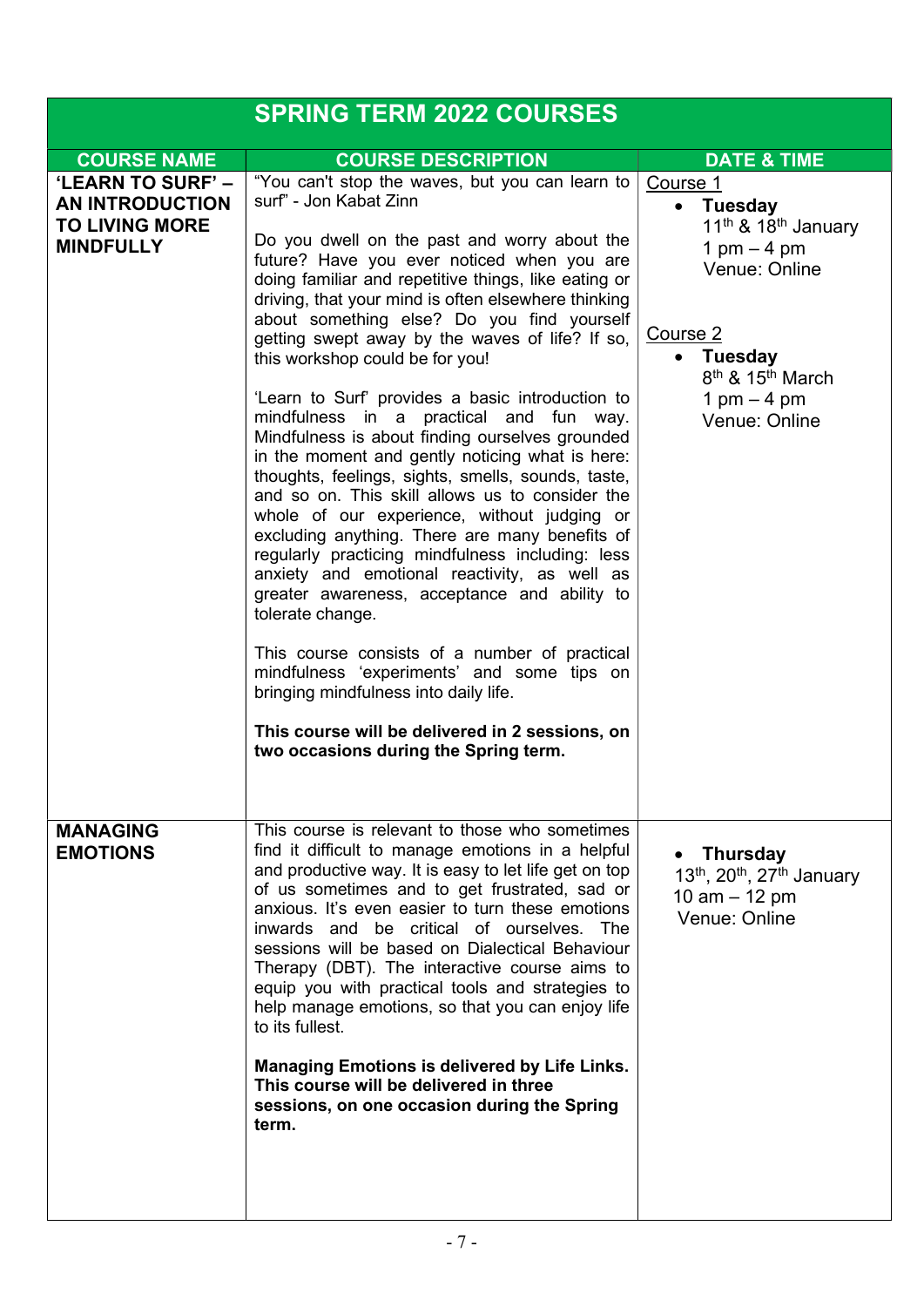| SPRING TERM 2022 COURSES | | |
|---|---|---|
| **COURSE NAME** | **COURSE DESCRIPTION** | **DATE & TIME** |
| **'LEARN TO SURF' – AN INTRODUCTION TO LIVING MORE MINDFULLY** | "You can't stop the waves, but you can learn to surf" - Jon Kabat Zinn<br><br>Do you dwell on the past and worry about the future? Have you ever noticed when you are doing familiar and repetitive things, like eating or driving, that your mind is often elsewhere thinking about something else? Do you find yourself getting swept away by the waves of life? If so, this workshop could be for you!<br><br>'Learn to Surf' provides a basic introduction to mindfulness in a practical and fun way. Mindfulness is about finding ourselves grounded in the moment and gently noticing what is here: thoughts, feelings, sights, smells, sounds, taste, and so on. This skill allows us to consider the whole of our experience, without judging or excluding anything. There are many benefits of regularly practicing mindfulness including: less anxiety and emotional reactivity, as well as greater awareness, acceptance and ability to tolerate change.<br><br>This course consists of a number of practical mindfulness 'experiments' and some tips on bringing mindfulness into daily life.<br><br>**This course will be delivered in 2 sessions, on two occasions during the Spring term.** | Course 1<br>• **Tuesday**<br>11th & 18th January<br>1 pm – 4 pm<br>Venue: Online<br><br>Course 2<br>• **Tuesday**<br>8th & 15th March<br>1 pm – 4 pm<br>Venue: Online |
| **MANAGING EMOTIONS** | This course is relevant to those who sometimes find it difficult to manage emotions in a helpful and productive way. It is easy to let life get on top of us sometimes and to get frustrated, sad or anxious. It's even easier to turn these emotions inwards and be critical of ourselves. The sessions will be based on Dialectical Behaviour Therapy (DBT). The interactive course aims to equip you with practical tools and strategies to help manage emotions, so that you can enjoy life to its fullest.<br><br>**Managing Emotions is delivered by Life Links. This course will be delivered in three sessions, on one occasion during the Spring term.** | • **Thursday**<br>13th, 20th, 27th January<br>10 am – 12 pm<br>Venue: Online |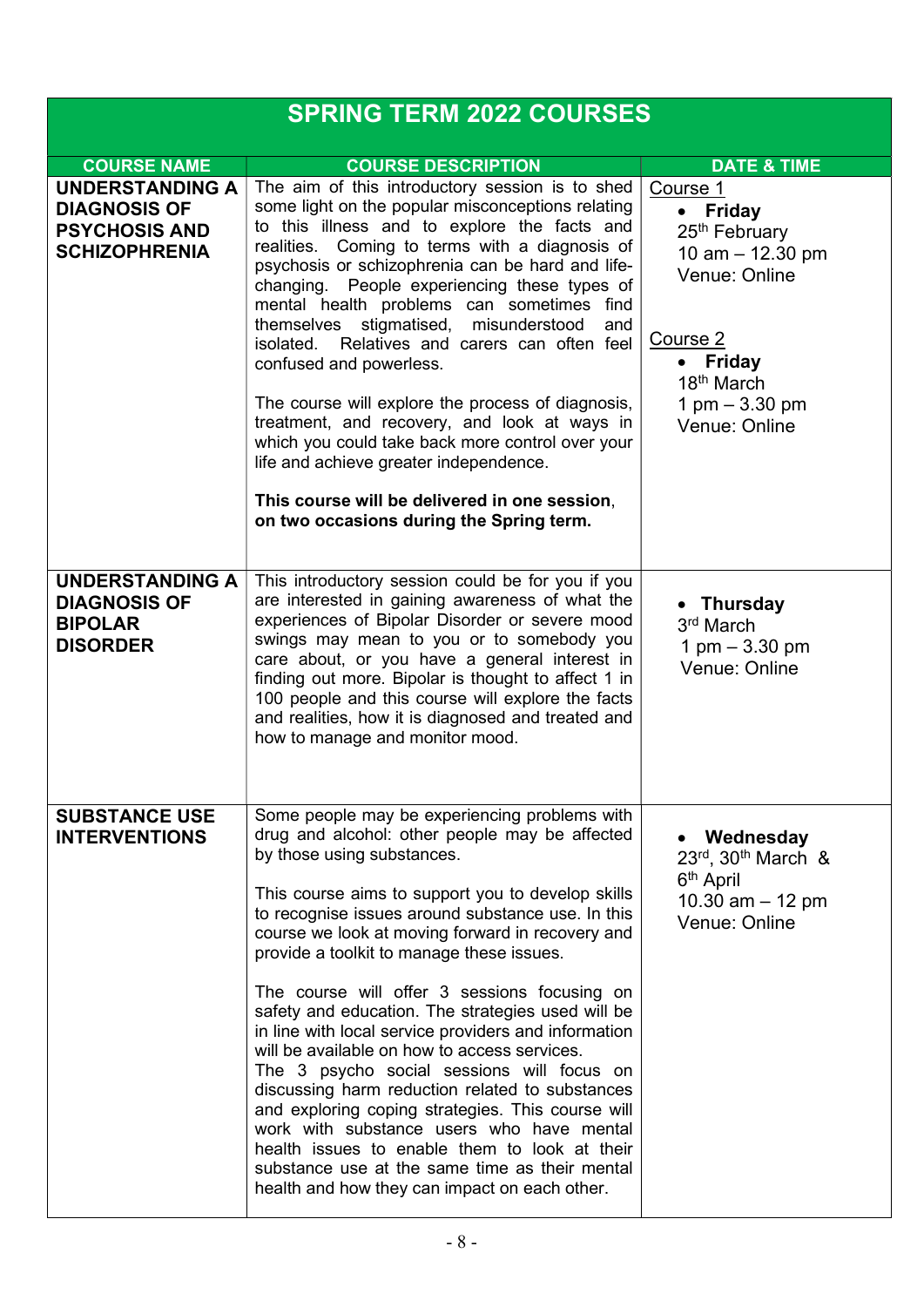# SPRING TERM 2022 COURSES

| COURSE NAME | COURSE DESCRIPTION | DATE & TIME |
|---|---|---|
| **UNDERSTANDING A DIAGNOSIS OF PSYCHOSIS AND SCHIZOPHRENIA** | The aim of this introductory session is to shed some light on the popular misconceptions relating to this illness and to explore the facts and realities. Coming to terms with a diagnosis of psychosis or schizophrenia can be hard and life-changing. People experiencing these types of mental health problems can sometimes find themselves stigmatised, misunderstood and isolated. Relatives and carers can often feel confused and powerless.<br><br>The course will explore the process of diagnosis, treatment, and recovery, and look at ways in which you could take back more control over your life and achieve greater independence.<br><br>**This course will be delivered in one session**, **on two occasions during the Spring term.** | Course 1<br>• **Friday**<br>25th February<br>10 am – 12.30 pm<br>Venue: Online<br><br>Course 2<br>• **Friday**<br>18th March<br>1 pm – 3.30 pm<br>Venue: Online |
| **UNDERSTANDING A DIAGNOSIS OF BIPOLAR DISORDER** | This introductory session could be for you if you are interested in gaining awareness of what the experiences of Bipolar Disorder or severe mood swings may mean to you or to somebody you care about, or you have a general interest in finding out more. Bipolar is thought to affect 1 in 100 people and this course will explore the facts and realities, how it is diagnosed and treated and how to manage and monitor mood. | • **Thursday**<br>3rd March<br>1 pm – 3.30 pm<br>Venue: Online |
| **SUBSTANCE USE INTERVENTIONS** | Some people may be experiencing problems with drug and alcohol: other people may be affected by those using substances.<br><br>This course aims to support you to develop skills to recognise issues around substance use. In this course we look at moving forward in recovery and provide a toolkit to manage these issues.<br><br>The course will offer 3 sessions focusing on safety and education. The strategies used will be in line with local service providers and information will be available on how to access services.<br>The 3 psycho social sessions will focus on discussing harm reduction related to substances and exploring coping strategies. This course will work with substance users who have mental health issues to enable them to look at their substance use at the same time as their mental health and how they can impact on each other. | • **Wednesday**<br>23rd, 30th March & 6th April<br>10.30 am – 12 pm<br>Venue: Online |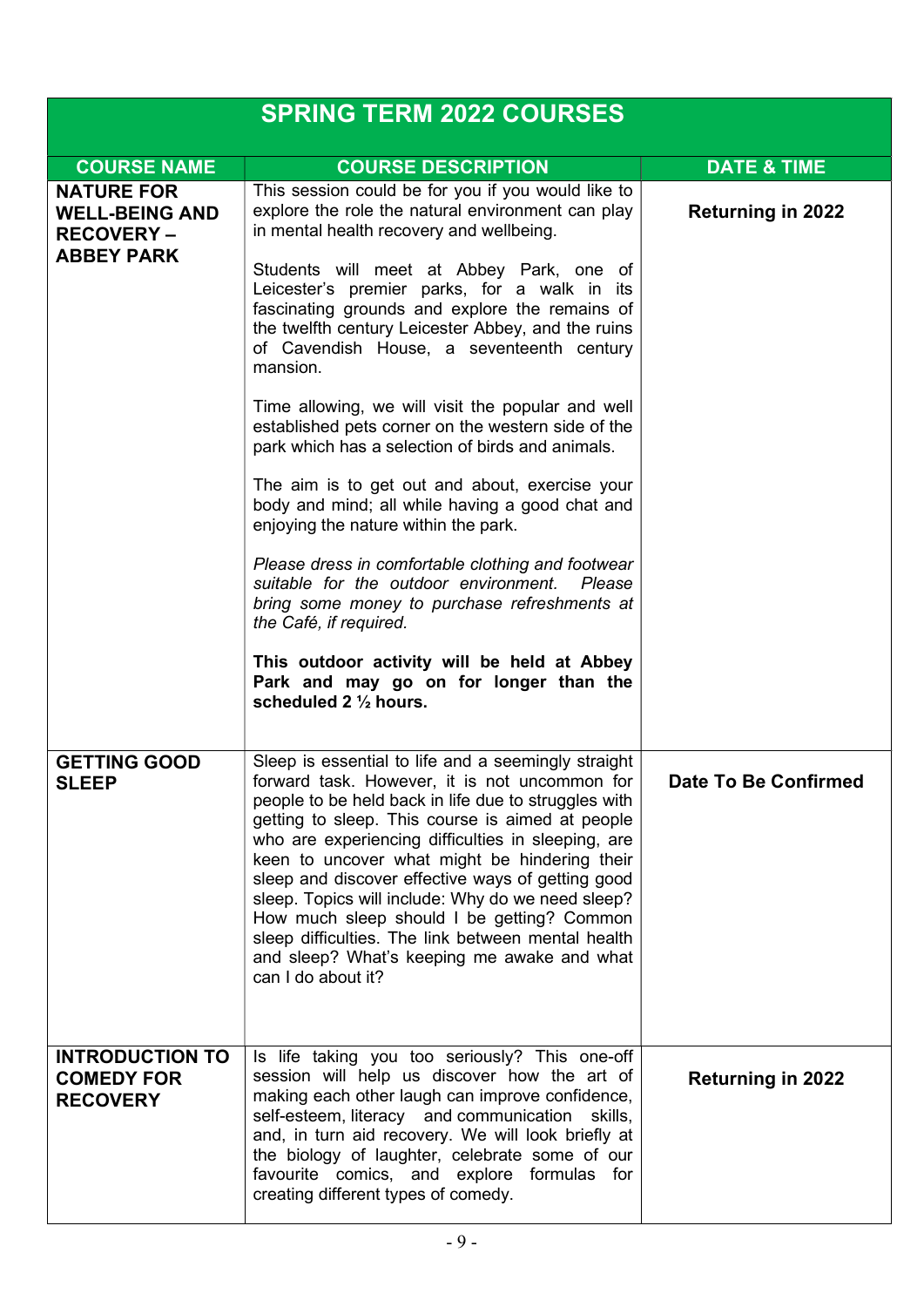| SPRING TERM 2022 COURSES | | |
|---|---|---|
| **COURSE NAME** | **COURSE DESCRIPTION** | **DATE & TIME** |
| **NATURE FOR WELL-BEING AND RECOVERY – ABBEY PARK** | This session could be for you if you would like to explore the role the natural environment can play in mental health recovery and wellbeing.<br><br>Students will meet at Abbey Park, one of Leicester's premier parks, for a walk in its fascinating grounds and explore the remains of the twelfth century Leicester Abbey, and the ruins of Cavendish House, a seventeenth century mansion.<br><br>Time allowing, we will visit the popular and well established pets corner on the western side of the park which has a selection of birds and animals.<br><br>The aim is to get out and about, exercise your body and mind; all while having a good chat and enjoying the nature within the park.<br><br>*Please dress in comfortable clothing and footwear suitable for the outdoor environment. Please bring some money to purchase refreshments at the Café, if required.*<br><br>**This outdoor activity will be held at Abbey Park and may go on for longer than the scheduled 2 ½ hours.** | **Returning in 2022** |
| **GETTING GOOD SLEEP** | Sleep is essential to life and a seemingly straight forward task. However, it is not uncommon for people to be held back in life due to struggles with getting to sleep. This course is aimed at people who are experiencing difficulties in sleeping, are keen to uncover what might be hindering their sleep and discover effective ways of getting good sleep. Topics will include: Why do we need sleep? How much sleep should I be getting? Common sleep difficulties. The link between mental health and sleep? What's keeping me awake and what can I do about it? | **Date To Be Confirmed** |
| **INTRODUCTION TO COMEDY FOR RECOVERY** | Is life taking you too seriously? This one-off session will help us discover how the art of making each other laugh can improve confidence, self-esteem, literacy and communication skills, and, in turn aid recovery. We will look briefly at the biology of laughter, celebrate some of our favourite comics, and explore formulas for creating different types of comedy. | **Returning in 2022** |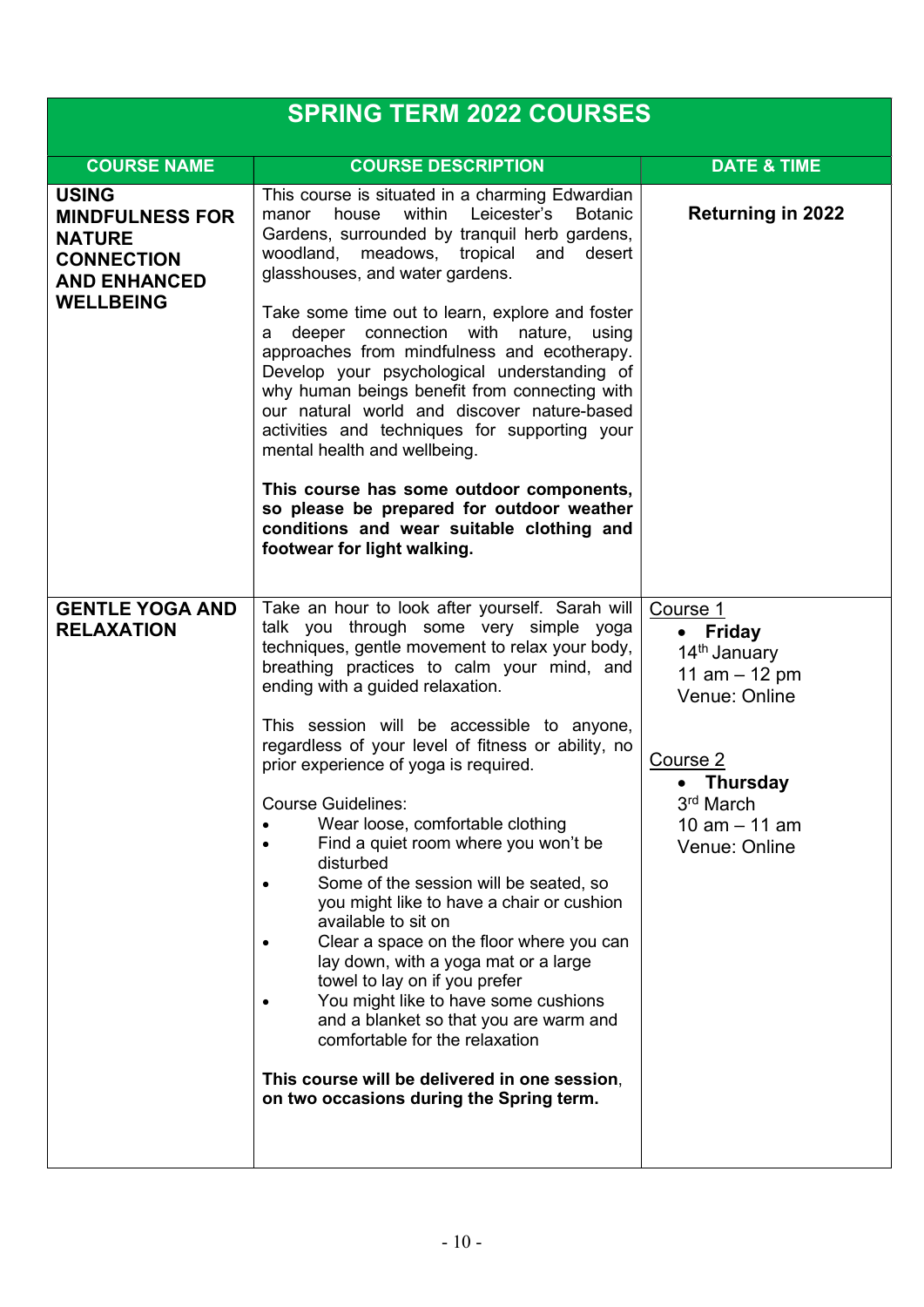| SPRING TERM 2022 COURSES | | |
|---|---|---|
| **COURSE NAME** | **COURSE DESCRIPTION** | **DATE & TIME** |
| **USING MINDFULNESS FOR NATURE CONNECTION AND ENHANCED WELLBEING** | This course is situated in a charming Edwardian manor house within Leicester's Botanic Gardens, surrounded by tranquil herb gardens, woodland, meadows, tropical and desert glasshouses, and water gardens.<br><br>Take some time out to learn, explore and foster a deeper connection with nature, using approaches from mindfulness and ecotherapy. Develop your psychological understanding of why human beings benefit from connecting with our natural world and discover nature-based activities and techniques for supporting your mental health and wellbeing.<br><br>**This course has some outdoor components, so please be prepared for outdoor weather conditions and wear suitable clothing and footwear for light walking.** | **Returning in 2022** |
| **GENTLE YOGA AND RELAXATION** | Take an hour to look after yourself. Sarah will talk you through some very simple yoga techniques, gentle movement to relax your body, breathing practices to calm your mind, and ending with a guided relaxation.<br><br>This session will be accessible to anyone, regardless of your level of fitness or ability, no prior experience of yoga is required.<br><br>Course Guidelines:<br>• Wear loose, comfortable clothing<br>• Find a quiet room where you won't be disturbed<br>• Some of the session will be seated, so you might like to have a chair or cushion available to sit on<br>• Clear a space on the floor where you can lay down, with a yoga mat or a large towel to lay on if you prefer<br>• You might like to have some cushions and a blanket so that you are warm and comfortable for the relaxation<br><br>**This course will be delivered in one session, on two occasions during the Spring term.** | Course 1<br>• **Friday**<br>14th January<br>11 am – 12 pm<br>Venue: Online<br><br>Course 2<br>• **Thursday**<br>3rd March<br>10 am – 11 am<br>Venue: Online |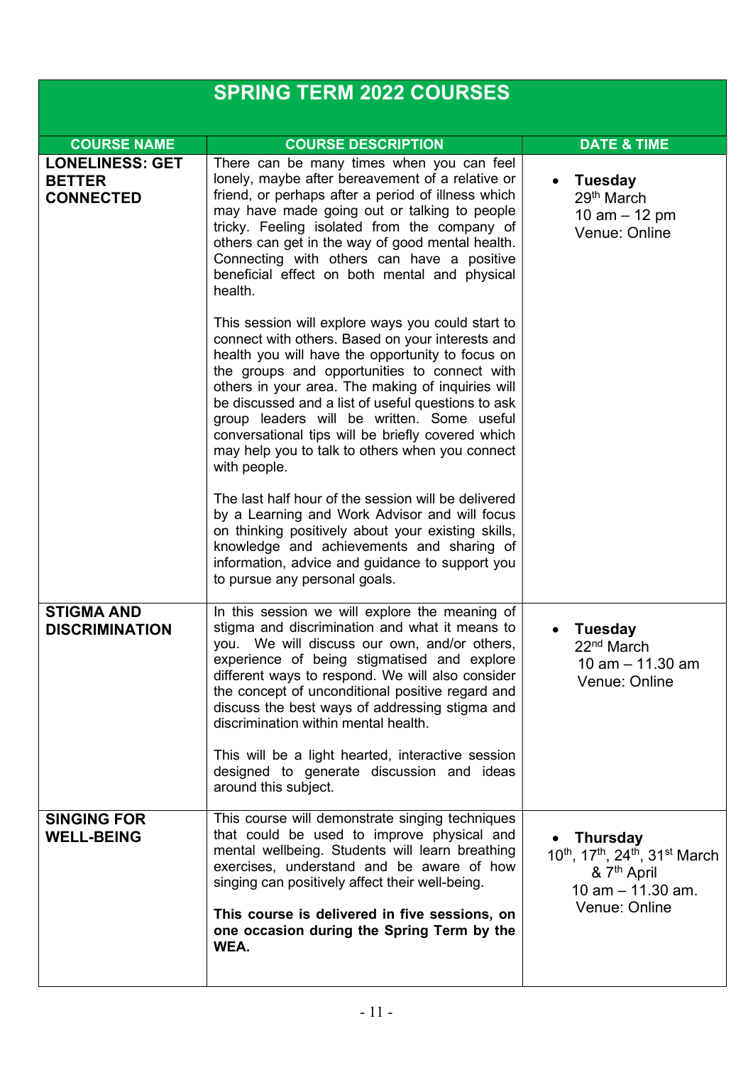| SPRING TERM 2022 COURSES | | |
|---|---|---|
| **COURSE NAME** | **COURSE DESCRIPTION** | **DATE & TIME** |
| **LONELINESS: GET BETTER CONNECTED** | There can be many times when you can feel lonely, maybe after bereavement of a relative or friend, or perhaps after a period of illness which may have made going out or talking to people tricky. Feeling isolated from the company of others can get in the way of good mental health. Connecting with others can have a positive beneficial effect on both mental and physical health.<br><br>This session will explore ways you could start to connect with others. Based on your interests and health you will have the opportunity to focus on the groups and opportunities to connect with others in your area. The making of inquiries will be discussed and a list of useful questions to ask group leaders will be written. Some useful conversational tips will be briefly covered which may help you to talk to others when you connect with people.<br><br>The last half hour of the session will be delivered by a Learning and Work Advisor and will focus on thinking positively about your existing skills, knowledge and achievements and sharing of information, advice and guidance to support you to pursue any personal goals. | • **Tuesday**<br>29th March<br>10 am – 12 pm<br>Venue: Online |
| **STIGMA AND DISCRIMINATION** | In this session we will explore the meaning of stigma and discrimination and what it means to you. We will discuss our own, and/or others, experience of being stigmatised and explore different ways to respond. We will also consider the concept of unconditional positive regard and discuss the best ways of addressing stigma and discrimination within mental health.<br><br>This will be a light hearted, interactive session designed to generate discussion and ideas around this subject. | • **Tuesday**<br>22nd March<br>10 am – 11.30 am<br>Venue: Online |
| **SINGING FOR WELL-BEING** | This course will demonstrate singing techniques that could be used to improve physical and mental wellbeing. Students will learn breathing exercises, understand and be aware of how singing can positively affect their well-being.<br><br>**This course is delivered in five sessions, on one occasion during the Spring Term by the WEA.** | • **Thursday**<br>10th, 17th, 24th, 31st March & 7th April<br>10 am – 11.30 am.<br>Venue: Online |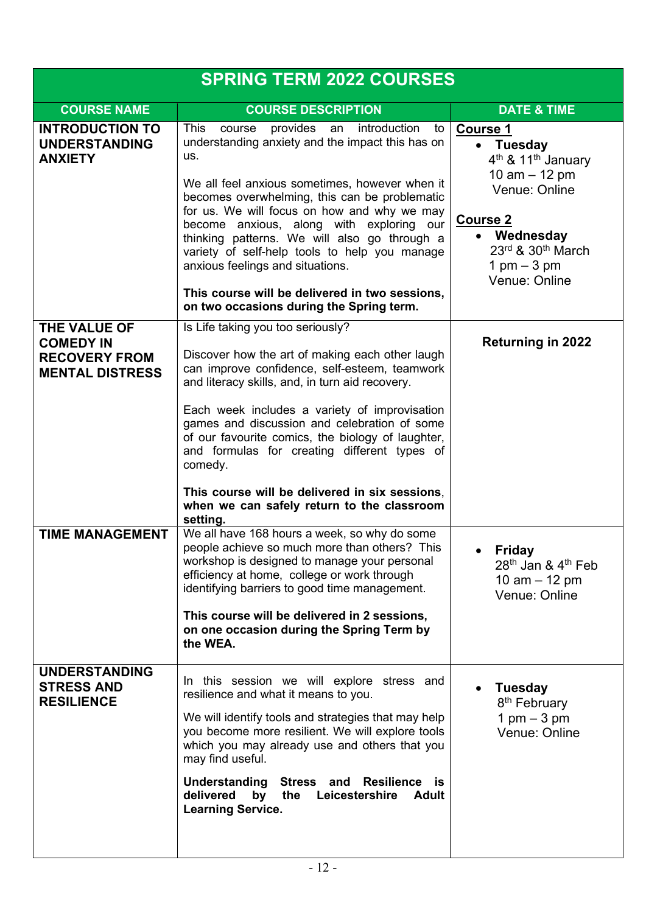| SPRING TERM 2022 COURSES | | |
|---|---|---|
| **COURSE NAME** | **COURSE DESCRIPTION** | **DATE & TIME** |
| **INTRODUCTION TO UNDERSTANDING ANXIETY** | This course provides an introduction to understanding anxiety and the impact this has on us.<br><br>We all feel anxious sometimes, however when it becomes overwhelming, this can be problematic for us. We will focus on how and why we may become anxious, along with exploring our thinking patterns. We will also go through a variety of self-help tools to help you manage anxious feelings and situations.<br><br>**This course will be delivered in two sessions, on two occasions during the Spring term.** | **Course 1**<br>• **Tuesday** 4th & 11th January 10 am – 12 pm Venue: Online<br><br>**Course 2**<br>• **Wednesday** 23rd & 30th March 1 pm – 3 pm Venue: Online |
| **THE VALUE OF COMEDY IN RECOVERY FROM MENTAL DISTRESS** | Is Life taking you too seriously?<br><br>Discover how the art of making each other laugh can improve confidence, self-esteem, teamwork and literacy skills, and, in turn aid recovery.<br><br>Each week includes a variety of improvisation games and discussion and celebration of some of our favourite comics, the biology of laughter, and formulas for creating different types of comedy.<br><br>**This course will be delivered in six sessions, when we can safely return to the classroom setting.** | **Returning in 2022** |
| **TIME MANAGEMENT** | We all have 168 hours a week, so why do some people achieve so much more than others? This workshop is designed to manage your personal efficiency at home, college or work through identifying barriers to good time management.<br><br>**This course will be delivered in 2 sessions, on one occasion during the Spring Term by the WEA.** | • **Friday** 28th Jan & 4th Feb 10 am – 12 pm Venue: Online |
| **UNDERSTANDING STRESS AND RESILIENCE** | In this session we will explore stress and resilience and what it means to you.<br><br>We will identify tools and strategies that may help you become more resilient. We will explore tools which you may already use and others that you may find useful.<br><br>**Understanding Stress and Resilience is delivered by the Leicestershire Adult Learning Service.** | • **Tuesday** 8th February 1 pm – 3 pm Venue: Online |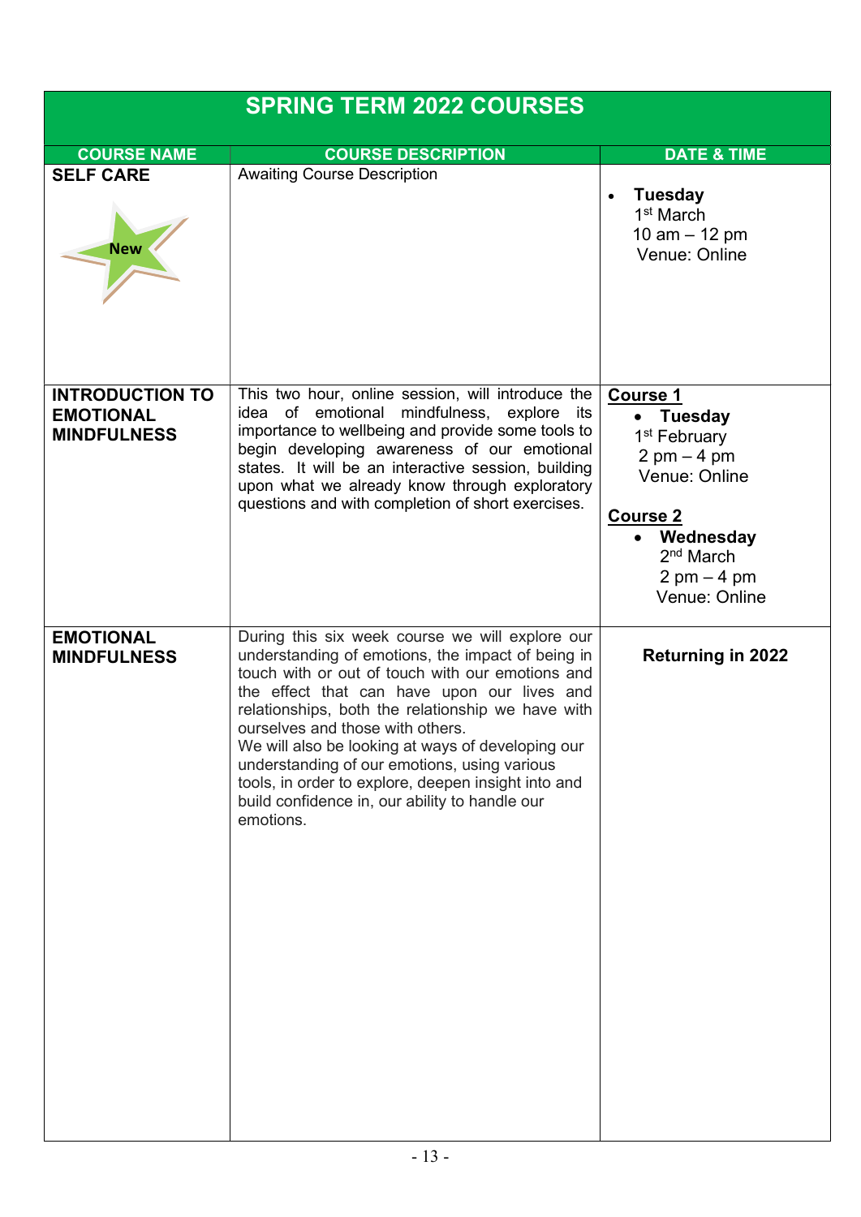| SPRING TERM 2022 COURSES | | |
|---|---|---|
| **COURSE NAME** | **COURSE DESCRIPTION** | **DATE & TIME** |
| **SELF CARE** New | Awaiting Course Description | • **Tuesday** 1st March 10 am – 12 pm Venue: Online |
| **INTRODUCTION TO EMOTIONAL MINDFULNESS** | This two hour, online session, will introduce the idea of emotional mindfulness, explore its importance to wellbeing and provide some tools to begin developing awareness of our emotional states. It will be an interactive session, building upon what we already know through exploratory questions and with completion of short exercises. | **Course 1** • **Tuesday** 1st February 2 pm – 4 pm Venue: Online<br><br>**Course 2** • **Wednesday** 2nd March 2 pm – 4 pm Venue: Online |
| **EMOTIONAL MINDFULNESS** | During this six week course we will explore our understanding of emotions, the impact of being in touch with or out of touch with our emotions and the effect that can have upon our lives and relationships, both the relationship we have with ourselves and those with others.<br>We will also be looking at ways of developing our understanding of our emotions, using various tools, in order to explore, deepen insight into and build confidence in, our ability to handle our emotions. | **Returning in 2022** |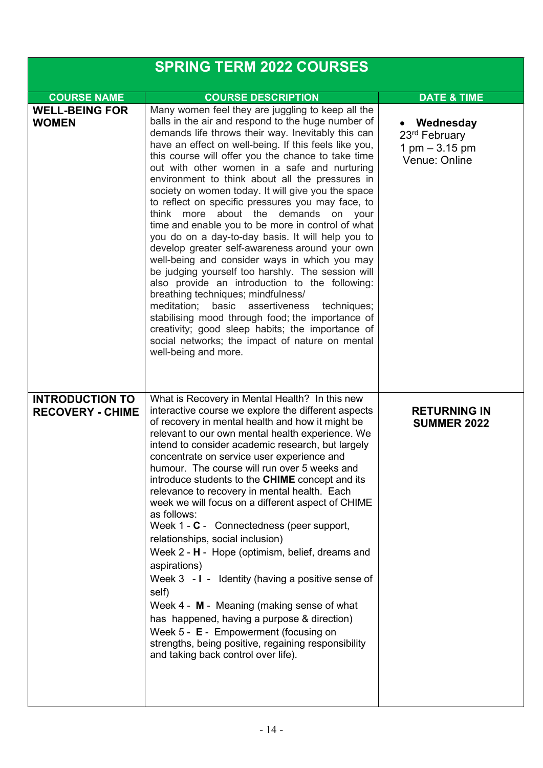# SPRING TERM 2022 COURSES

| COURSE NAME | COURSE DESCRIPTION | DATE & TIME |
|---|---|---|
| **WELL-BEING FOR WOMEN** | Many women feel they are juggling to keep all the balls in the air and respond to the huge number of demands life throws their way. Inevitably this can have an effect on well-being. If this feels like you, this course will offer you the chance to take time out with other women in a safe and nurturing environment to think about all the pressures in society on women today. It will give you the space to reflect on specific pressures you may face, to think more about the demands on your time and enable you to be more in control of what you do on a day-to-day basis. It will help you to develop greater self-awareness around your own well-being and consider ways in which you may be judging yourself too harshly. The session will also provide an introduction to the following: breathing techniques; mindfulness/ meditation; basic assertiveness techniques; stabilising mood through food; the importance of creativity; good sleep habits; the importance of social networks; the impact of nature on mental well-being and more. | • **Wednesday** 23rd February 1 pm – 3.15 pm Venue: Online |
| **INTRODUCTION TO RECOVERY - CHIME** | What is Recovery in Mental Health? In this new interactive course we explore the different aspects of recovery in mental health and how it might be relevant to our own mental health experience. We intend to consider academic research, but largely concentrate on service user experience and humour. The course will run over 5 weeks and introduce students to the **CHIME** concept and its relevance to recovery in mental health. Each week we will focus on a different aspect of CHIME as follows:<br>Week 1 - **C** - Connectedness (peer support, relationships, social inclusion)<br>Week 2 - **H** - Hope (optimism, belief, dreams and aspirations)<br>Week 3 - **I** - Identity (having a positive sense of self)<br>Week 4 - **M** - Meaning (making sense of what has happened, having a purpose & direction)<br>Week 5 - **E** - Empowerment (focusing on strengths, being positive, regaining responsibility and taking back control over life). | **RETURNING IN SUMMER 2022** |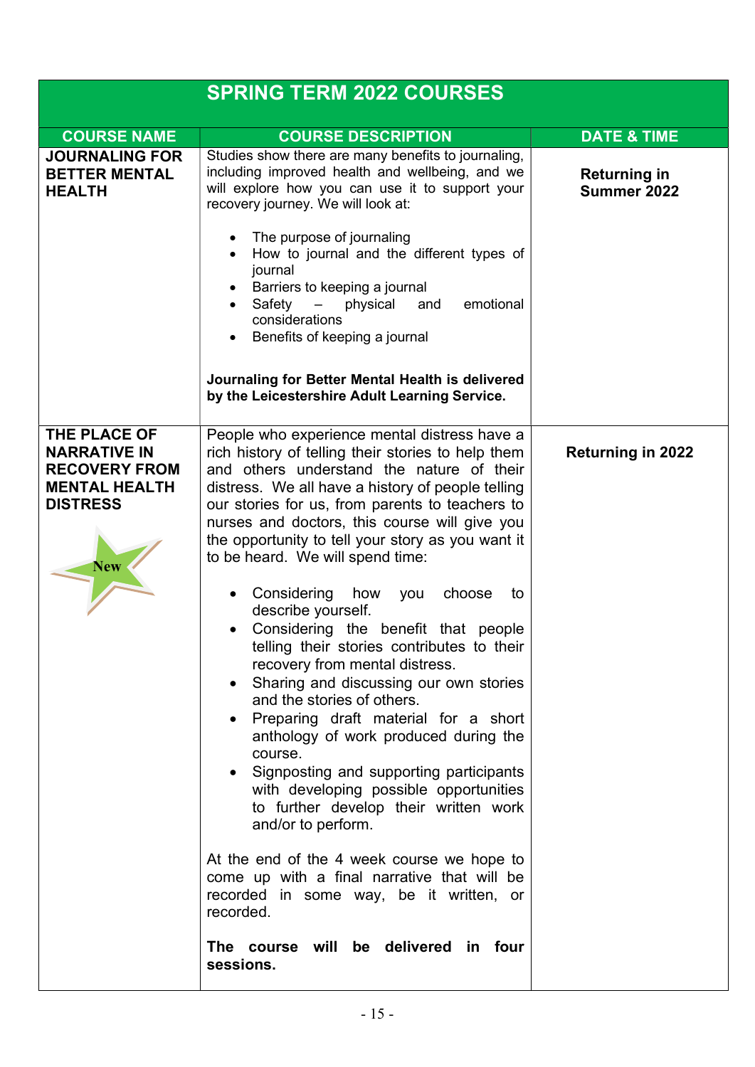## SPRING TERM 2022 COURSES

| COURSE NAME | COURSE DESCRIPTION | DATE & TIME |
|---|---|---|
| **JOURNALING FOR BETTER MENTAL HEALTH** | Studies show there are many benefits to journaling, including improved health and wellbeing, and we will explore how you can use it to support your recovery journey. We will look at:<br><br>• The purpose of journaling<br>• How to journal and the different types of journal<br>• Barriers to keeping a journal<br>• Safety – physical and emotional considerations<br>• Benefits of keeping a journal<br><br>**Journaling for Better Mental Health is delivered by the Leicestershire Adult Learning Service.** | **Returning in Summer 2022** |
| **THE PLACE OF NARRATIVE IN RECOVERY FROM MENTAL HEALTH DISTRESS**<br><br>New | People who experience mental distress have a rich history of telling their stories to help them and others understand the nature of their distress. We all have a history of people telling our stories for us, from parents to teachers to nurses and doctors, this course will give you the opportunity to tell your story as you want it to be heard. We will spend time:<br><br>• Considering how you choose to describe yourself.<br>• Considering the benefit that people telling their stories contributes to their recovery from mental distress.<br>• Sharing and discussing our own stories and the stories of others.<br>• Preparing draft material for a short anthology of work produced during the course.<br>• Signposting and supporting participants with developing possible opportunities to further develop their written work and/or to perform.<br><br>At the end of the 4 week course we hope to come up with a final narrative that will be recorded in some way, be it written, or recorded.<br><br>**The course will be delivered in four sessions.** | **Returning in 2022** |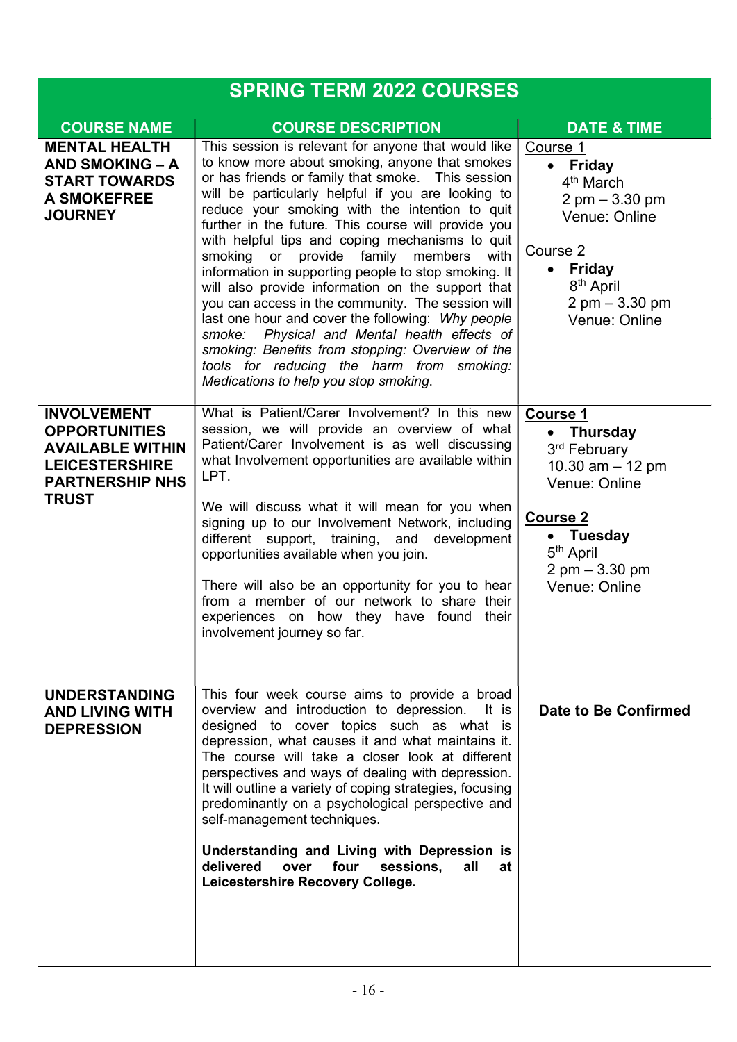# SPRING TERM 2022 COURSES

| COURSE NAME | COURSE DESCRIPTION | DATE & TIME |
|---|---|---|
| **MENTAL HEALTH AND SMOKING – A START TOWARDS A SMOKEFREE JOURNEY** | This session is relevant for anyone that would like to know more about smoking, anyone that smokes or has friends or family that smoke. This session will be particularly helpful if you are looking to reduce your smoking with the intention to quit further in the future. This course will provide you with helpful tips and coping mechanisms to quit smoking or provide family members with information in supporting people to stop smoking. It will also provide information on the support that you can access in the community. The session will last one hour and cover the following: *Why people smoke: Physical and Mental health effects of smoking: Benefits from stopping: Overview of the tools for reducing the harm from smoking: Medications to help you stop smoking*. | Course 1<br>• **Friday** 4th March 2 pm – 3.30 pm Venue: Online<br><br>Course 2<br>• **Friday** 8th April 2 pm – 3.30 pm Venue: Online |
| **INVOLVEMENT OPPORTUNITIES AVAILABLE WITHIN LEICESTERSHIRE PARTNERSHIP NHS TRUST** | What is Patient/Carer Involvement? In this new session, we will provide an overview of what Patient/Carer Involvement is as well discussing what Involvement opportunities are available within LPT.<br><br>We will discuss what it will mean for you when signing up to our Involvement Network, including different support, training, and development opportunities available when you join.<br><br>There will also be an opportunity for you to hear from a member of our network to share their experiences on how they have found their involvement journey so far. | **Course 1**<br>• **Thursday** 3rd February 10.30 am – 12 pm Venue: Online<br><br>**Course 2**<br>• **Tuesday** 5th April 2 pm – 3.30 pm Venue: Online |
| **UNDERSTANDING AND LIVING WITH DEPRESSION** | This four week course aims to provide a broad overview and introduction to depression. It is designed to cover topics such as what is depression, what causes it and what maintains it. The course will take a closer look at different perspectives and ways of dealing with depression. It will outline a variety of coping strategies, focusing predominantly on a psychological perspective and self-management techniques.<br><br>**Understanding and Living with Depression is delivered over four sessions, all at Leicestershire Recovery College.** | **Date to Be Confirmed** |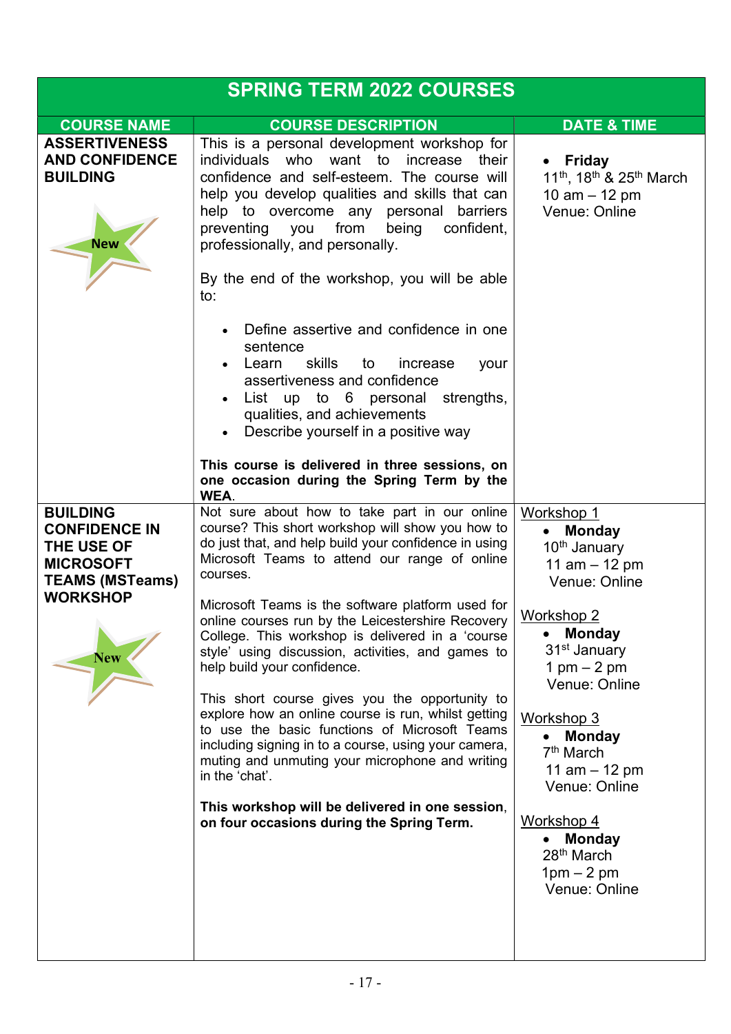# SPRING TERM 2022 COURSES

| COURSE NAME | COURSE DESCRIPTION | DATE & TIME |
|---|---|---|
| **ASSERTIVENESS AND CONFIDENCE BUILDING** <br><br> New | This is a personal development workshop for individuals who want to increase their confidence and self-esteem. The course will help you develop qualities and skills that can help to overcome any personal barriers preventing you from being confident, professionally, and personally. <br><br> By the end of the workshop, you will be able to: <br><br> • Define assertive and confidence in one sentence <br> • Learn skills to increase your assertiveness and confidence <br> • List up to 6 personal strengths, qualities, and achievements <br> • Describe yourself in a positive way <br><br> **This course is delivered in three sessions, on one occasion during the Spring Term by the WEA**. | • **Friday** <br> 11th, 18th & 25th March <br> 10 am – 12 pm <br> Venue: Online |
| **BUILDING CONFIDENCE IN THE USE OF MICROSOFT TEAMS (MSTeams) WORKSHOP** <br><br> New | Not sure about how to take part in our online course? This short workshop will show you how to do just that, and help build your confidence in using Microsoft Teams to attend our range of online courses. <br><br> Microsoft Teams is the software platform used for online courses run by the Leicestershire Recovery College. This workshop is delivered in a 'course style' using discussion, activities, and games to help build your confidence. <br><br> This short course gives you the opportunity to explore how an online course is run, whilst getting to use the basic functions of Microsoft Teams including signing in to a course, using your camera, muting and unmuting your microphone and writing in the 'chat'. <br><br> **This workshop will be delivered in one session, on four occasions during the Spring Term.** | Workshop 1 <br> • **Monday** <br> 10th January <br> 11 am – 12 pm <br> Venue: Online <br><br> Workshop 2 <br> • **Monday** <br> 31st January <br> 1 pm – 2 pm <br> Venue: Online <br><br> Workshop 3 <br> • **Monday** <br> 7th March <br> 11 am – 12 pm <br> Venue: Online <br><br> Workshop 4 <br> • **Monday** <br> 28th March <br> 1pm – 2 pm <br> Venue: Online |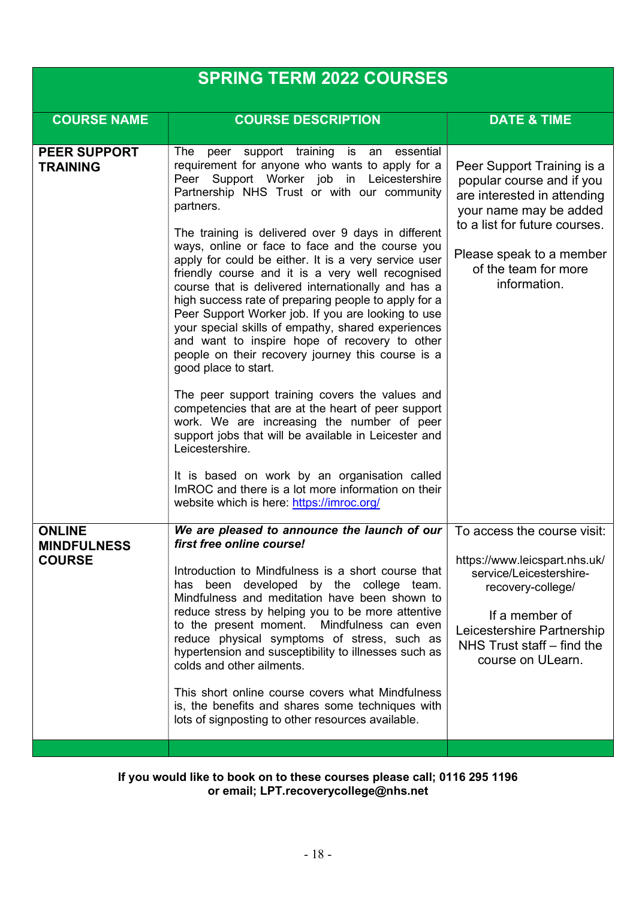| SPRING TERM 2022 COURSES | | |
|---|---|---|
| **COURSE NAME** | **COURSE DESCRIPTION** | **DATE & TIME** |
| **PEER SUPPORT TRAINING** | The peer support training is an essential requirement for anyone who wants to apply for a Peer Support Worker job in Leicestershire Partnership NHS Trust or with our community partners.<br><br>The training is delivered over 9 days in different ways, online or face to face and the course you apply for could be either. It is a very service user friendly course and it is a very well recognised course that is delivered internationally and has a high success rate of preparing people to apply for a Peer Support Worker job. If you are looking to use your special skills of empathy, shared experiences and want to inspire hope of recovery to other people on their recovery journey this course is a good place to start.<br><br>The peer support training covers the values and competencies that are at the heart of peer support work. We are increasing the number of peer support jobs that will be available in Leicester and Leicestershire.<br><br>It is based on work by an organisation called ImROC and there is a lot more information on their website which is here: https://imroc.org/ | Peer Support Training is a popular course and if you are interested in attending your name may be added to a list for future courses.<br><br>Please speak to a member of the team for more information. |
| **ONLINE MINDFULNESS COURSE** | ***We are pleased to announce the launch of our first free online course!***<br><br>Introduction to Mindfulness is a short course that has been developed by the college team. Mindfulness and meditation have been shown to reduce stress by helping you to be more attentive to the present moment. Mindfulness can even reduce physical symptoms of stress, such as hypertension and susceptibility to illnesses such as colds and other ailments.<br><br>This short online course covers what Mindfulness is, the benefits and shares some techniques with lots of signposting to other resources available. | To access the course visit:<br><br>https://www.leicspart.nhs.uk/service/Leicestershire-recovery-college/<br><br>If a member of Leicestershire Partnership NHS Trust staff – find the course on ULearn. |

**If you would like to book on to these courses please call; 0116 295 1196**
**or email; LPT.recoverycollege@nhs.net**